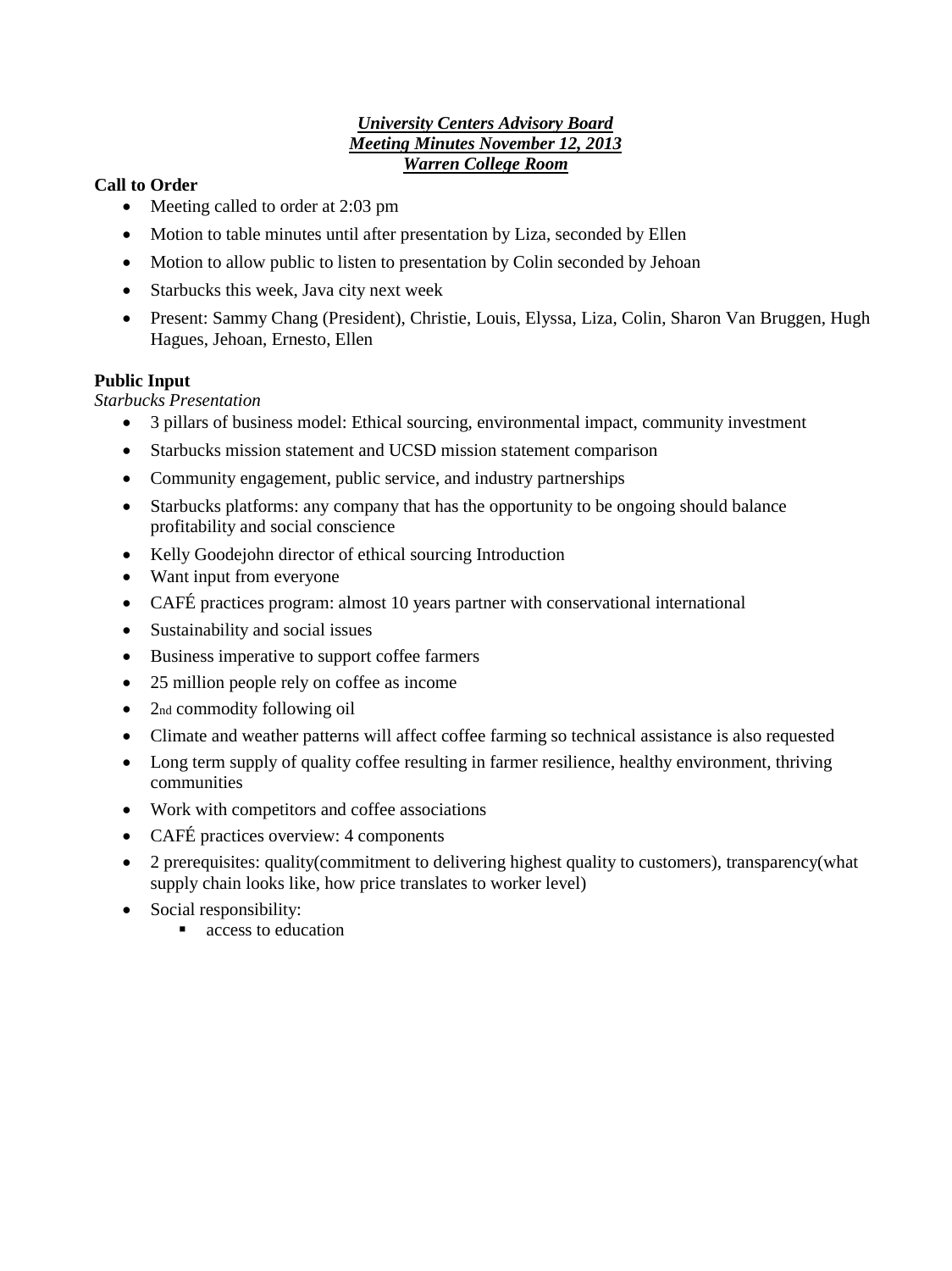***University Centers Advisory Board***
***Meeting Minutes November 12, 2013***
***Warren College Room***

**Call to Order**

- Meeting called to order at 2:03 pm
- Motion to table minutes until after presentation by Liza, seconded by Ellen
- Motion to allow public to listen to presentation by Colin seconded by Jehoan
- Starbucks this week, Java city next week
- Present: Sammy Chang (President), Christie, Louis, Elyssa, Liza, Colin, Sharon Van Bruggen, Hugh Hagues, Jehoan, Ernesto, Ellen

**Public Input**

*Starbucks Presentation*

- 3 pillars of business model: Ethical sourcing, environmental impact, community investment
- Starbucks mission statement and UCSD mission statement comparison
- Community engagement, public service, and industry partnerships
- Starbucks platforms: any company that has the opportunity to be ongoing should balance profitability and social conscience
- Kelly Goodejohn director of ethical sourcing Introduction
- Want input from everyone
- CAFÉ practices program: almost 10 years partner with conservational international
- Sustainability and social issues
- Business imperative to support coffee farmers
- 25 million people rely on coffee as income
- 2nd commodity following oil
- Climate and weather patterns will affect coffee farming so technical assistance is also requested
- Long term supply of quality coffee resulting in farmer resilience, healthy environment, thriving communities
- Work with competitors and coffee associations
- CAFÉ practices overview: 4 components
- 2 prerequisites: quality(commitment to delivering highest quality to customers), transparency(what supply chain looks like, how price translates to worker level)
- Social responsibility:
  - access to education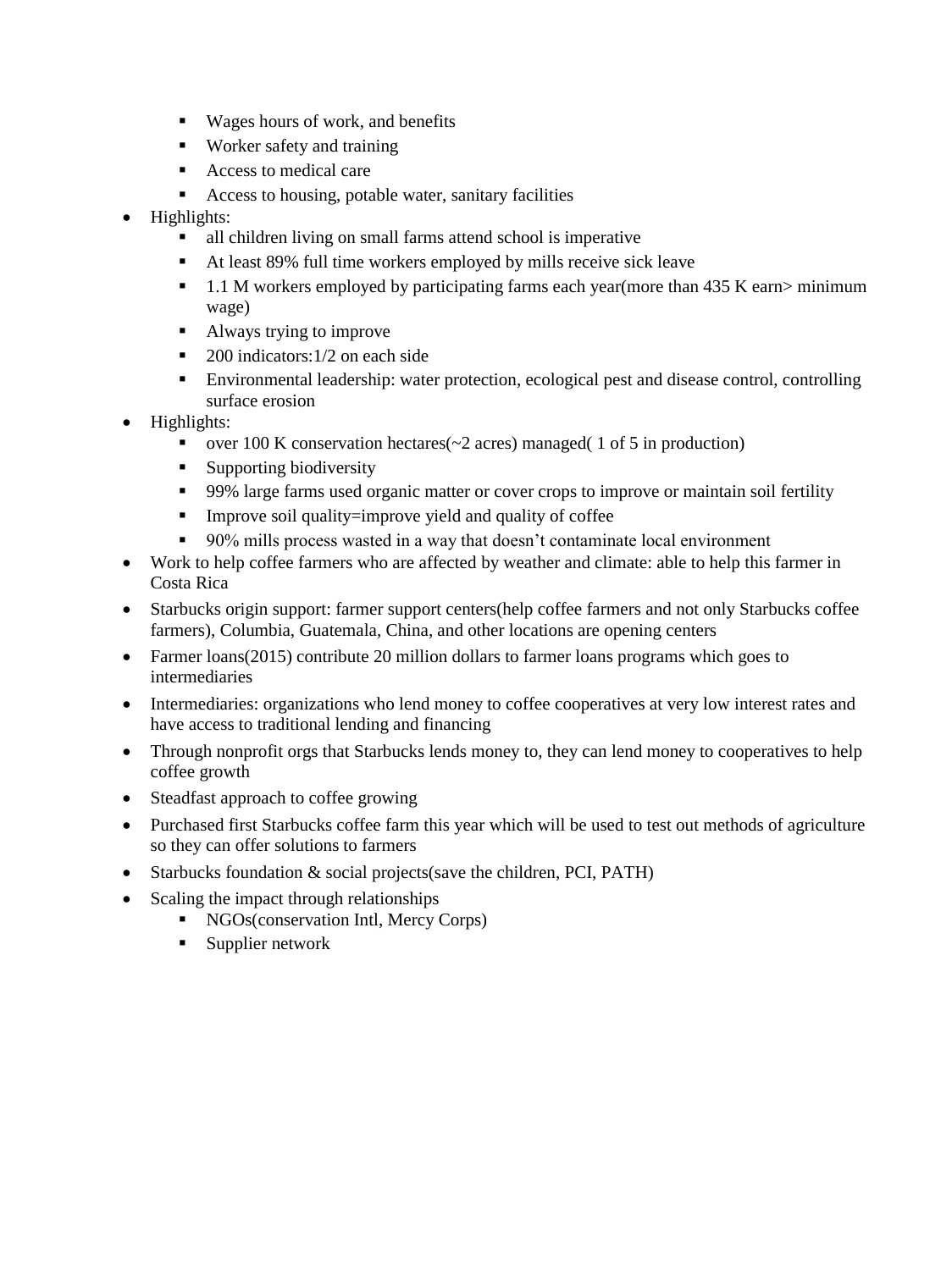- Wages hours of work, and benefits
    - Worker safety and training
    - Access to medical care
    - Access to housing, potable water, sanitary facilities
- Highlights:
    - all children living on small farms attend school is imperative
    - At least 89% full time workers employed by mills receive sick leave
    - 1.1 M workers employed by participating farms each year(more than 435 K earn> minimum wage)
    - Always trying to improve
    - 200 indicators:1/2 on each side
    - Environmental leadership: water protection, ecological pest and disease control, controlling surface erosion
- Highlights:
    - over 100 K conservation hectares(~2 acres) managed( 1 of 5 in production)
    - Supporting biodiversity
    - 99% large farms used organic matter or cover crops to improve or maintain soil fertility
    - Improve soil quality=improve yield and quality of coffee
    - 90% mills process wasted in a way that doesn't contaminate local environment
- Work to help coffee farmers who are affected by weather and climate: able to help this farmer in Costa Rica
- Starbucks origin support: farmer support centers(help coffee farmers and not only Starbucks coffee farmers), Columbia, Guatemala, China, and other locations are opening centers
- Farmer loans(2015) contribute 20 million dollars to farmer loans programs which goes to intermediaries
- Intermediaries: organizations who lend money to coffee cooperatives at very low interest rates and have access to traditional lending and financing
- Through nonprofit orgs that Starbucks lends money to, they can lend money to cooperatives to help coffee growth
- Steadfast approach to coffee growing
- Purchased first Starbucks coffee farm this year which will be used to test out methods of agriculture so they can offer solutions to farmers
- Starbucks foundation & social projects(save the children, PCI, PATH)
- Scaling the impact through relationships
    - NGOs(conservation Intl, Mercy Corps)
    - Supplier network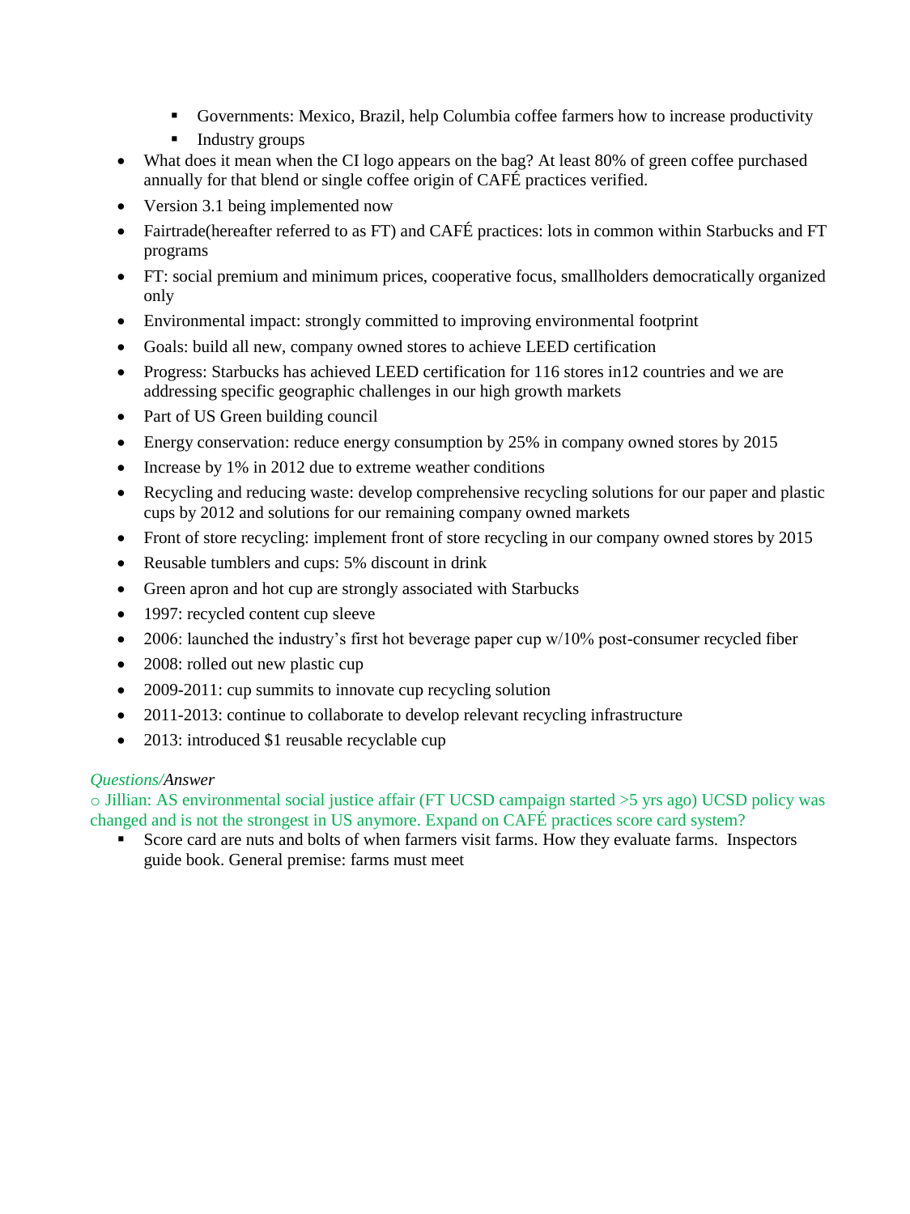- Governments: Mexico, Brazil, help Columbia coffee farmers how to increase productivity
    - Industry groups
- What does it mean when the CI logo appears on the bag? At least 80% of green coffee purchased annually for that blend or single coffee origin of CAFÉ practices verified.
- Version 3.1 being implemented now
- Fairtrade(hereafter referred to as FT) and CAFÉ practices: lots in common within Starbucks and FT programs
- FT: social premium and minimum prices, cooperative focus, smallholders democratically organized only
- Environmental impact: strongly committed to improving environmental footprint
- Goals: build all new, company owned stores to achieve LEED certification
- Progress: Starbucks has achieved LEED certification for 116 stores in12 countries and we are addressing specific geographic challenges in our high growth markets
- Part of US Green building council
- Energy conservation: reduce energy consumption by 25% in company owned stores by 2015
- Increase by 1% in 2012 due to extreme weather conditions
- Recycling and reducing waste: develop comprehensive recycling solutions for our paper and plastic cups by 2012 and solutions for our remaining company owned markets
- Front of store recycling: implement front of store recycling in our company owned stores by 2015
- Reusable tumblers and cups: 5% discount in drink
- Green apron and hot cup are strongly associated with Starbucks
- 1997: recycled content cup sleeve
- 2006: launched the industry's first hot beverage paper cup w/10% post-consumer recycled fiber
- 2008: rolled out new plastic cup
- 2009-2011: cup summits to innovate cup recycling solution
- 2011-2013: continue to collaborate to develop relevant recycling infrastructure
- 2013: introduced $1 reusable recyclable cup

*Questions/Answer*

○ Jillian: AS environmental social justice affair (FT UCSD campaign started >5 yrs ago) UCSD policy was changed and is not the strongest in US anymore. Expand on CAFÉ practices score card system?

- Score card are nuts and bolts of when farmers visit farms. How they evaluate farms. Inspectors guide book. General premise: farms must meet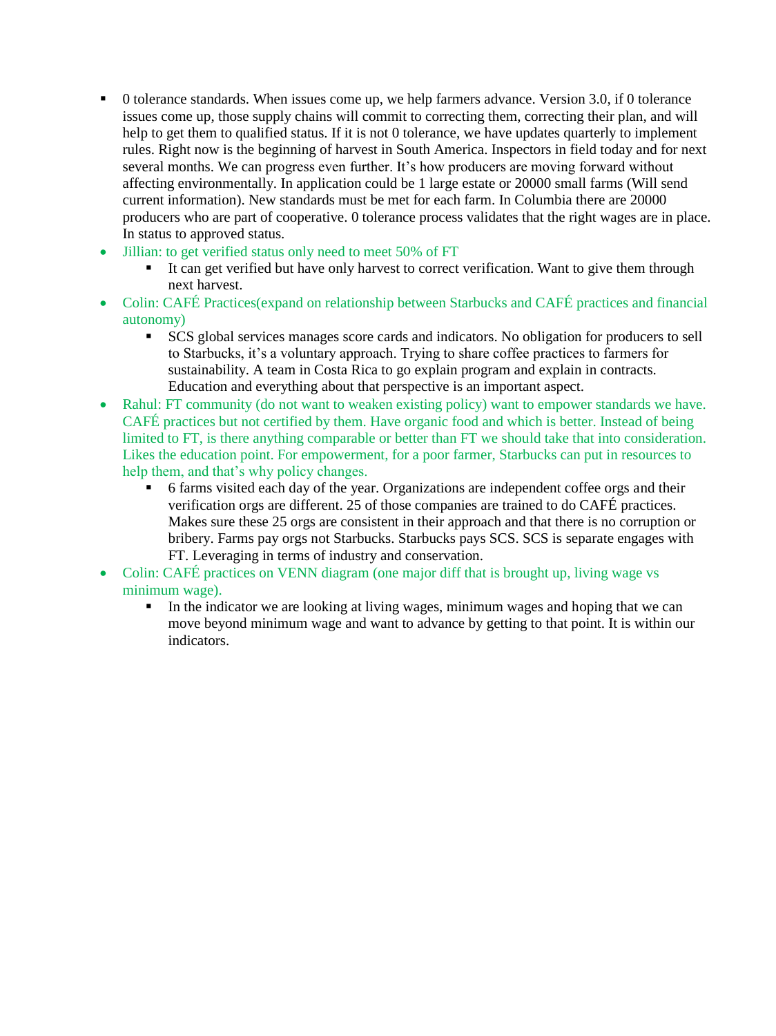- 0 tolerance standards. When issues come up, we help farmers advance. Version 3.0, if 0 tolerance issues come up, those supply chains will commit to correcting them, correcting their plan, and will help to get them to qualified status. If it is not 0 tolerance, we have updates quarterly to implement rules. Right now is the beginning of harvest in South America. Inspectors in field today and for next several months. We can progress even further. It's how producers are moving forward without affecting environmentally. In application could be 1 large estate or 20000 small farms (Will send current information). New standards must be met for each farm. In Columbia there are 20000 producers who are part of cooperative. 0 tolerance process validates that the right wages are in place. In status to approved status.

- Jillian: to get verified status only need to meet 50% of FT
  - It can get verified but have only harvest to correct verification. Want to give them through next harvest.
- Colin: CAFÉ Practices(expand on relationship between Starbucks and CAFÉ practices and financial autonomy)
  - SCS global services manages score cards and indicators. No obligation for producers to sell to Starbucks, it's a voluntary approach. Trying to share coffee practices to farmers for sustainability. A team in Costa Rica to go explain program and explain in contracts. Education and everything about that perspective is an important aspect.
- Rahul: FT community (do not want to weaken existing policy) want to empower standards we have. CAFÉ practices but not certified by them. Have organic food and which is better. Instead of being limited to FT, is there anything comparable or better than FT we should take that into consideration. Likes the education point. For empowerment, for a poor farmer, Starbucks can put in resources to help them, and that's why policy changes.
  - 6 farms visited each day of the year. Organizations are independent coffee orgs and their verification orgs are different. 25 of those companies are trained to do CAFÉ practices. Makes sure these 25 orgs are consistent in their approach and that there is no corruption or bribery. Farms pay orgs not Starbucks. Starbucks pays SCS. SCS is separate engages with FT. Leveraging in terms of industry and conservation.
- Colin: CAFÉ practices on VENN diagram (one major diff that is brought up, living wage vs minimum wage).
  - In the indicator we are looking at living wages, minimum wages and hoping that we can move beyond minimum wage and want to advance by getting to that point. It is within our indicators.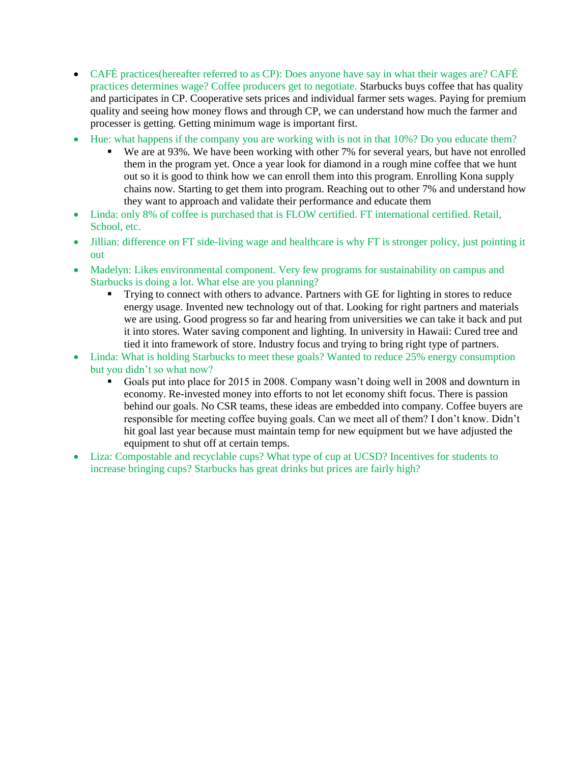- CAFÉ practices(hereafter referred to as CP): Does anyone have say in what their wages are? CAFÉ practices determines wage? Coffee producers get to negotiate. Starbucks buys coffee that has quality and participates in CP. Cooperative sets prices and individual farmer sets wages. Paying for premium quality and seeing how money flows and through CP, we can understand how much the farmer and processer is getting. Getting minimum wage is important first.
- Hue: what happens if the company you are working with is not in that 10%? Do you educate them?
  - We are at 93%. We have been working with other 7% for several years, but have not enrolled them in the program yet. Once a year look for diamond in a rough mine coffee that we hunt out so it is good to think how we can enroll them into this program. Enrolling Kona supply chains now. Starting to get them into program. Reaching out to other 7% and understand how they want to approach and validate their performance and educate them
- Linda: only 8% of coffee is purchased that is FLOW certified. FT international certified. Retail, School, etc.
- Jillian: difference on FT side-living wage and healthcare is why FT is stronger policy, just pointing it out
- Madelyn: Likes environmental component. Very few programs for sustainability on campus and Starbucks is doing a lot. What else are you planning?
  - Trying to connect with others to advance. Partners with GE for lighting in stores to reduce energy usage. Invented new technology out of that. Looking for right partners and materials we are using. Good progress so far and hearing from universities we can take it back and put it into stores. Water saving component and lighting. In university in Hawaii: Cured tree and tied it into framework of store. Industry focus and trying to bring right type of partners.
- Linda: What is holding Starbucks to meet these goals? Wanted to reduce 25% energy consumption but you didn't so what now?
  - Goals put into place for 2015 in 2008. Company wasn't doing well in 2008 and downturn in economy. Re-invested money into efforts to not let economy shift focus. There is passion behind our goals. No CSR teams, these ideas are embedded into company. Coffee buyers are responsible for meeting coffee buying goals. Can we meet all of them? I don't know. Didn't hit goal last year because must maintain temp for new equipment but we have adjusted the equipment to shut off at certain temps.
- Liza: Compostable and recyclable cups? What type of cup at UCSD? Incentives for students to increase bringing cups? Starbucks has great drinks but prices are fairly high?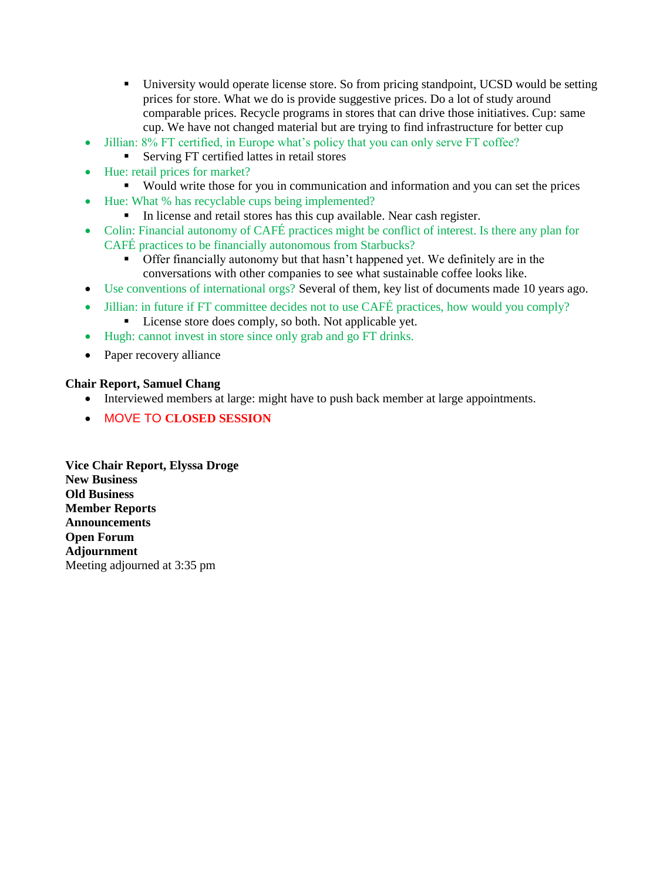- University would operate license store. So from pricing standpoint, UCSD would be setting prices for store. What we do is provide suggestive prices. Do a lot of study around comparable prices. Recycle programs in stores that can drive those initiatives. Cup: same cup. We have not changed material but are trying to find infrastructure for better cup
- Jillian: 8% FT certified, in Europe what's policy that you can only serve FT coffee?
  - Serving FT certified lattes in retail stores
- Hue: retail prices for market?
  - Would write those for you in communication and information and you can set the prices
- Hue: What % has recyclable cups being implemented?
  - In license and retail stores has this cup available. Near cash register.
- Colin: Financial autonomy of CAFÉ practices might be conflict of interest. Is there any plan for CAFÉ practices to be financially autonomous from Starbucks?
  - Offer financially autonomy but that hasn't happened yet. We definitely are in the conversations with other companies to see what sustainable coffee looks like.
- Use conventions of international orgs? Several of them, key list of documents made 10 years ago.
- Jillian: in future if FT committee decides not to use CAFÉ practices, how would you comply?
  - License store does comply, so both. Not applicable yet.
- Hugh: cannot invest in store since only grab and go FT drinks.
- Paper recovery alliance

**Chair Report, Samuel Chang**

- Interviewed members at large: might have to push back member at large appointments.
- MOVE TO **CLOSED SESSION**

**Vice Chair Report, Elyssa Droge**

**New Business**

**Old Business**

**Member Reports**

**Announcements**

**Open Forum**

**Adjournment**

Meeting adjourned at 3:35 pm